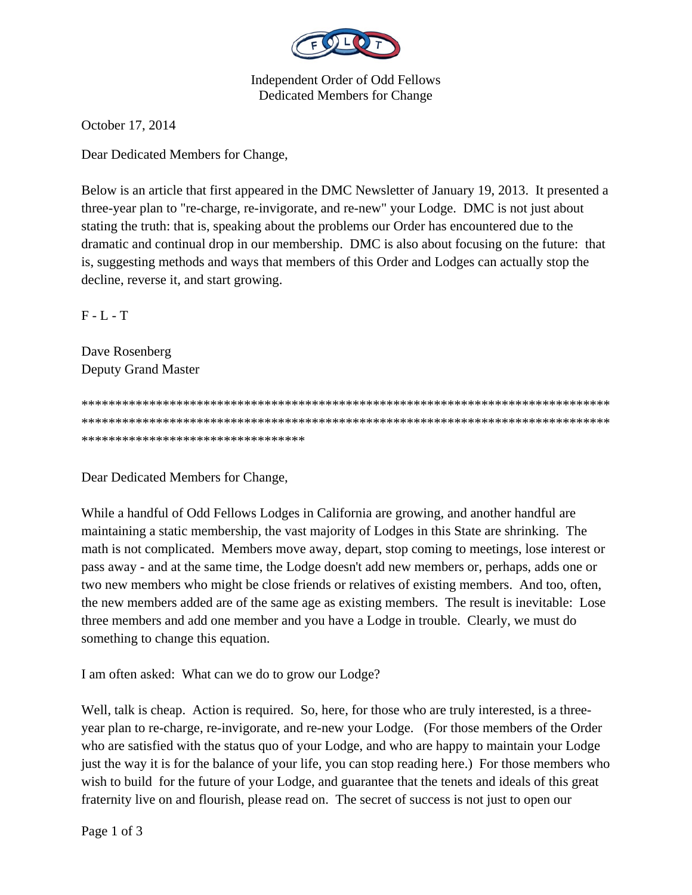Independent Order of Odd Fellows
Dedicated Members for Change

October 17, 2014

Dear Dedicated Members for Change,

Below is an article that first appeared in the DMC Newsletter of January 19, 2013. It presented a three-year plan to "re-charge, re-invigorate, and re-new" your Lodge. DMC is not just about stating the truth: that is, speaking about the problems our Order has encountered due to the dramatic and continual drop in our membership. DMC is also about focusing on the future: that is, suggesting methods and ways that members of this Order and Lodges can actually stop the decline, reverse it, and start growing.

F - L - T

Dave Rosenberg
Deputy Grand Master

*********************************************************************************************************************************************************************************************************

Dear Dedicated Members for Change,

While a handful of Odd Fellows Lodges in California are growing, and another handful are maintaining a static membership, the vast majority of Lodges in this State are shrinking. The math is not complicated. Members move away, depart, stop coming to meetings, lose interest or pass away - and at the same time, the Lodge doesn't add new members or, perhaps, adds one or two new members who might be close friends or relatives of existing members. And too, often, the new members added are of the same age as existing members. The result is inevitable: Lose three members and add one member and you have a Lodge in trouble. Clearly, we must do something to change this equation.

I am often asked: What can we do to grow our Lodge?

Well, talk is cheap. Action is required. So, here, for those who are truly interested, is a three-year plan to re-charge, re-invigorate, and re-new your Lodge. (For those members of the Order who are satisfied with the status quo of your Lodge, and who are happy to maintain your Lodge just the way it is for the balance of your life, you can stop reading here.) For those members who wish to build for the future of your Lodge, and guarantee that the tenets and ideals of this great fraternity live on and flourish, please read on. The secret of success is not just to open our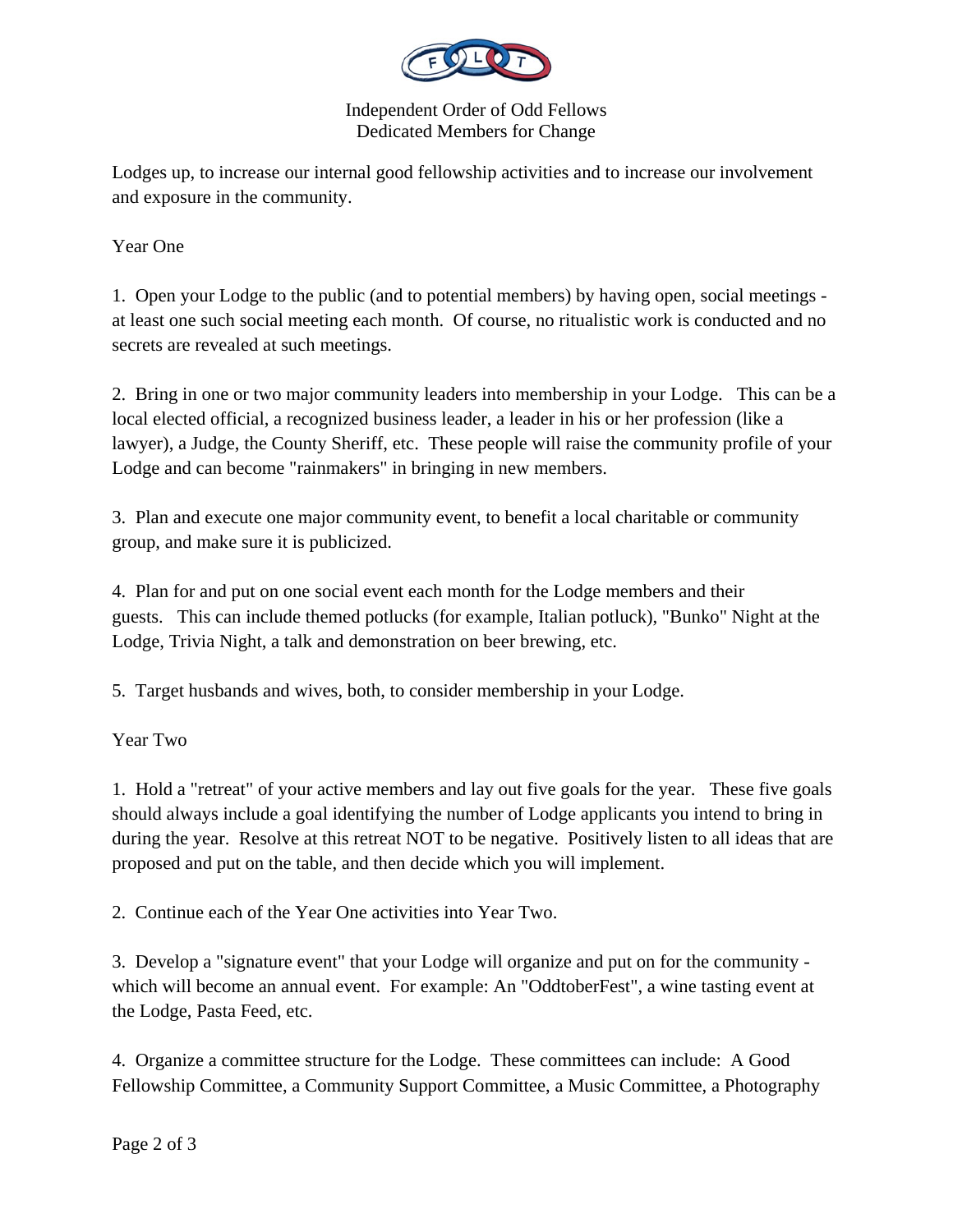Lodges up, to increase our internal good fellowship activities and to increase our involvement and exposure in the community.

Year One

1. Open your Lodge to the public (and to potential members) by having open, social meetings - at least one such social meeting each month. Of course, no ritualistic work is conducted and no secrets are revealed at such meetings.

2. Bring in one or two major community leaders into membership in your Lodge. This can be a local elected official, a recognized business leader, a leader in his or her profession (like a lawyer), a Judge, the County Sheriff, etc. These people will raise the community profile of your Lodge and can become "rainmakers" in bringing in new members.

3. Plan and execute one major community event, to benefit a local charitable or community group, and make sure it is publicized.

4. Plan for and put on one social event each month for the Lodge members and their guests. This can include themed potlucks (for example, Italian potluck), "Bunko" Night at the Lodge, Trivia Night, a talk and demonstration on beer brewing, etc.

5. Target husbands and wives, both, to consider membership in your Lodge.

Year Two

1. Hold a "retreat" of your active members and lay out five goals for the year. These five goals should always include a goal identifying the number of Lodge applicants you intend to bring in during the year. Resolve at this retreat NOT to be negative. Positively listen to all ideas that are proposed and put on the table, and then decide which you will implement.

2. Continue each of the Year One activities into Year Two.

3. Develop a "signature event" that your Lodge will organize and put on for the community - which will become an annual event. For example: An "OddtoberFest", a wine tasting event at the Lodge, Pasta Feed, etc.

4. Organize a committee structure for the Lodge. These committees can include: A Good Fellowship Committee, a Community Support Committee, a Music Committee, a Photography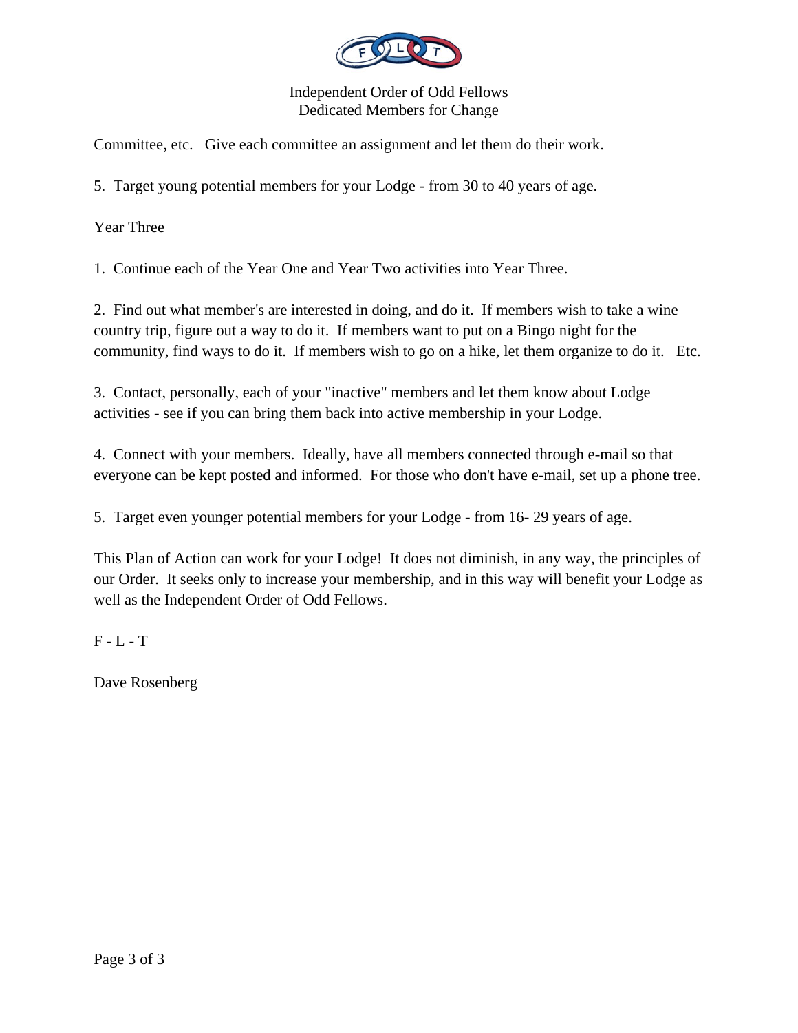Committee, etc. Give each committee an assignment and let them do their work.

5. Target young potential members for your Lodge - from 30 to 40 years of age.

Year Three

1. Continue each of the Year One and Year Two activities into Year Three.

2. Find out what member's are interested in doing, and do it. If members wish to take a wine country trip, figure out a way to do it. If members want to put on a Bingo night for the community, find ways to do it. If members wish to go on a hike, let them organize to do it. Etc.

3. Contact, personally, each of your "inactive" members and let them know about Lodge activities - see if you can bring them back into active membership in your Lodge.

4. Connect with your members. Ideally, have all members connected through e-mail so that everyone can be kept posted and informed. For those who don't have e-mail, set up a phone tree.

5. Target even younger potential members for your Lodge - from 16- 29 years of age.

This Plan of Action can work for your Lodge! It does not diminish, in any way, the principles of our Order. It seeks only to increase your membership, and in this way will benefit your Lodge as well as the Independent Order of Odd Fellows.

F - L - T

Dave Rosenberg